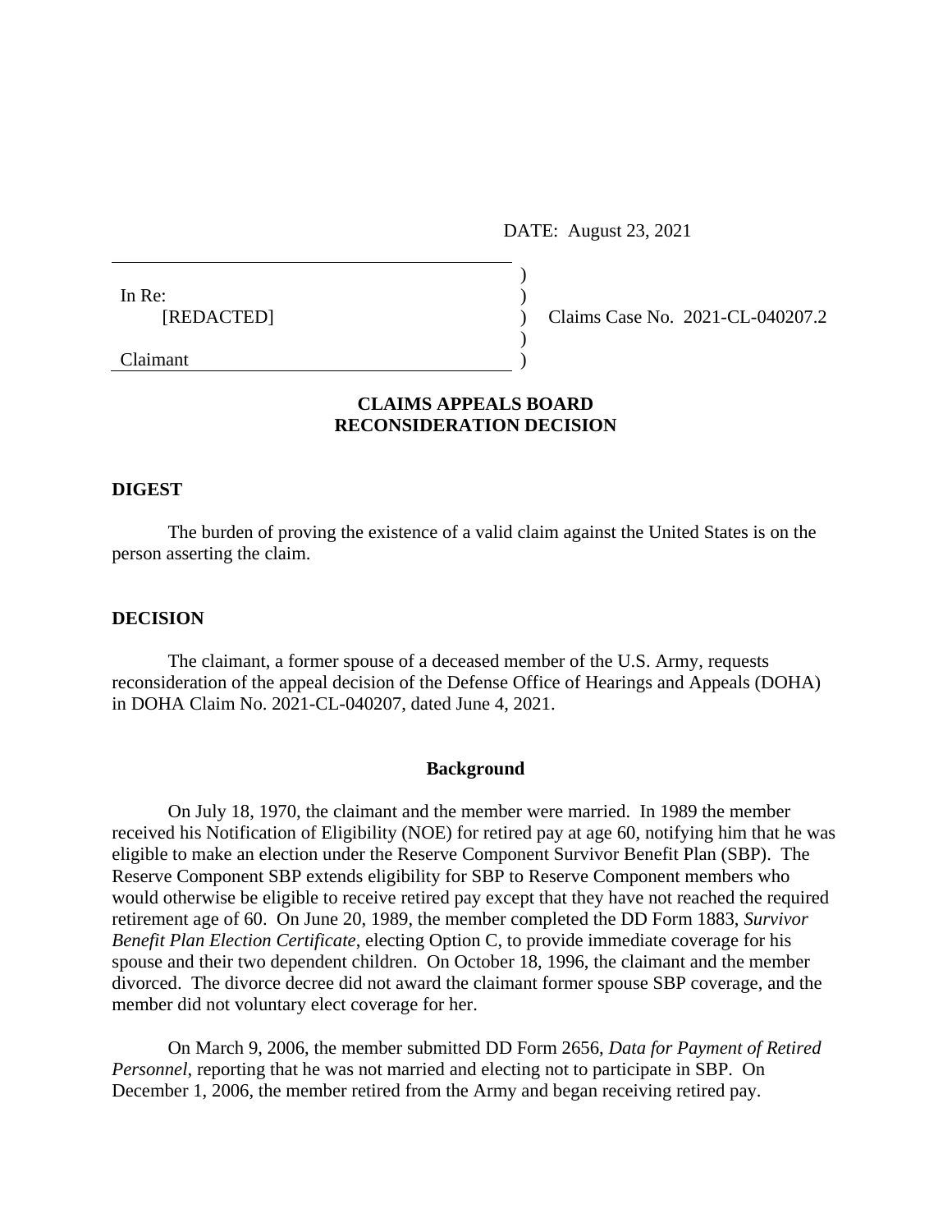DATE: August 23, 2021

In Re:
[REDACTED]

Claimant

Claims Case No. 2021-CL-040207.2

**CLAIMS APPEALS BOARD**
**RECONSIDERATION DECISION**

### DIGEST

The burden of proving the existence of a valid claim against the United States is on the person asserting the claim.

### DECISION

The claimant, a former spouse of a deceased member of the U.S. Army, requests reconsideration of the appeal decision of the Defense Office of Hearings and Appeals (DOHA) in DOHA Claim No. 2021-CL-040207, dated June 4, 2021.

**Background**

On July 18, 1970, the claimant and the member were married. In 1989 the member received his Notification of Eligibility (NOE) for retired pay at age 60, notifying him that he was eligible to make an election under the Reserve Component Survivor Benefit Plan (SBP). The Reserve Component SBP extends eligibility for SBP to Reserve Component members who would otherwise be eligible to receive retired pay except that they have not reached the required retirement age of 60. On June 20, 1989, the member completed the DD Form 1883, *Survivor Benefit Plan Election Certificate*, electing Option C, to provide immediate coverage for his spouse and their two dependent children. On October 18, 1996, the claimant and the member divorced. The divorce decree did not award the claimant former spouse SBP coverage, and the member did not voluntary elect coverage for her.

On March 9, 2006, the member submitted DD Form 2656, *Data for Payment of Retired Personnel*, reporting that he was not married and electing not to participate in SBP. On December 1, 2006, the member retired from the Army and began receiving retired pay.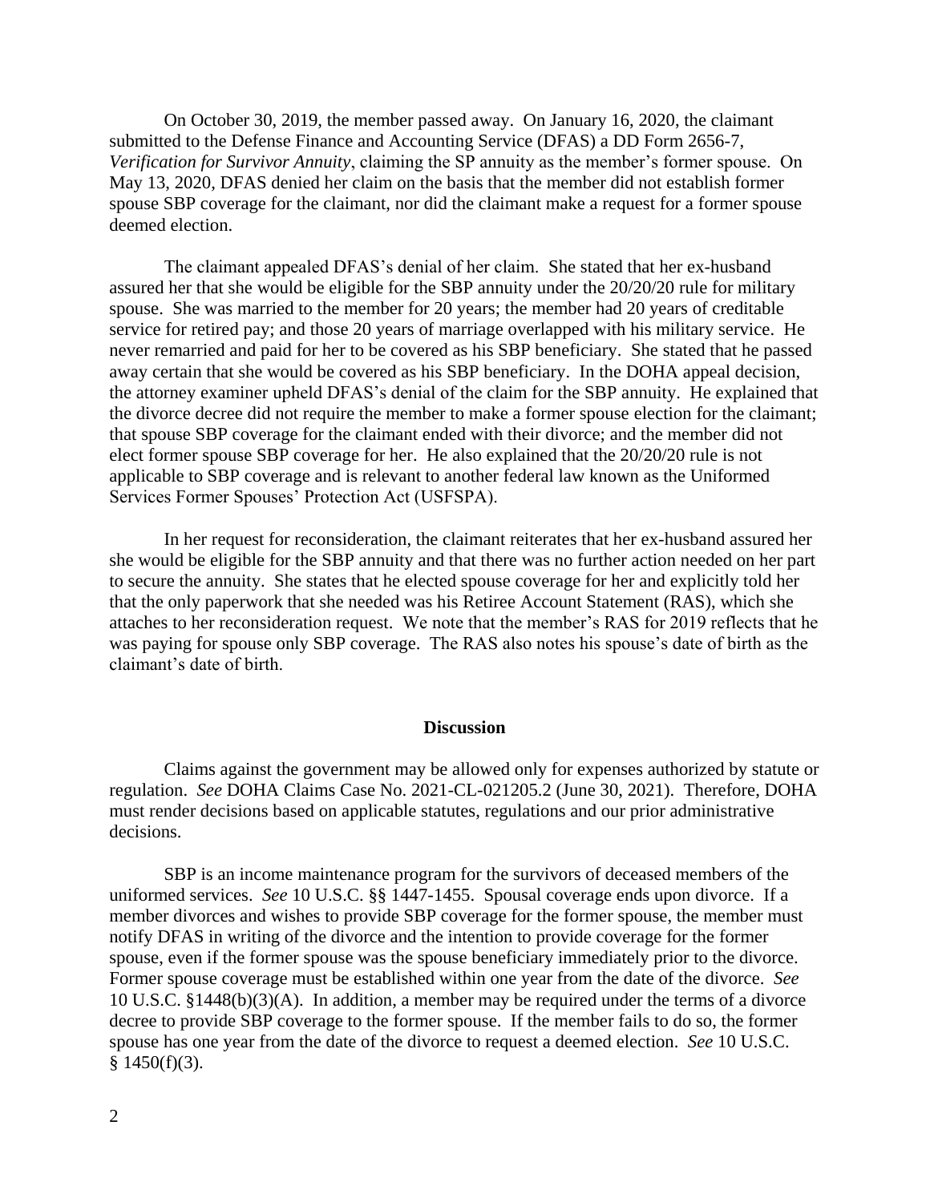On October 30, 2019, the member passed away. On January 16, 2020, the claimant submitted to the Defense Finance and Accounting Service (DFAS) a DD Form 2656-7, *Verification for Survivor Annuity*, claiming the SP annuity as the member's former spouse. On May 13, 2020, DFAS denied her claim on the basis that the member did not establish former spouse SBP coverage for the claimant, nor did the claimant make a request for a former spouse deemed election.

The claimant appealed DFAS's denial of her claim. She stated that her ex-husband assured her that she would be eligible for the SBP annuity under the 20/20/20 rule for military spouse. She was married to the member for 20 years; the member had 20 years of creditable service for retired pay; and those 20 years of marriage overlapped with his military service. He never remarried and paid for her to be covered as his SBP beneficiary. She stated that he passed away certain that she would be covered as his SBP beneficiary. In the DOHA appeal decision, the attorney examiner upheld DFAS's denial of the claim for the SBP annuity. He explained that the divorce decree did not require the member to make a former spouse election for the claimant; that spouse SBP coverage for the claimant ended with their divorce; and the member did not elect former spouse SBP coverage for her. He also explained that the 20/20/20 rule is not applicable to SBP coverage and is relevant to another federal law known as the Uniformed Services Former Spouses' Protection Act (USFSPA).

In her request for reconsideration, the claimant reiterates that her ex-husband assured her she would be eligible for the SBP annuity and that there was no further action needed on her part to secure the annuity. She states that he elected spouse coverage for her and explicitly told her that the only paperwork that she needed was his Retiree Account Statement (RAS), which she attaches to her reconsideration request. We note that the member's RAS for 2019 reflects that he was paying for spouse only SBP coverage. The RAS also notes his spouse's date of birth as the claimant's date of birth.

## Discussion

Claims against the government may be allowed only for expenses authorized by statute or regulation. *See* DOHA Claims Case No. 2021-CL-021205.2 (June 30, 2021). Therefore, DOHA must render decisions based on applicable statutes, regulations and our prior administrative decisions.

SBP is an income maintenance program for the survivors of deceased members of the uniformed services. *See* 10 U.S.C. §§ 1447-1455. Spousal coverage ends upon divorce. If a member divorces and wishes to provide SBP coverage for the former spouse, the member must notify DFAS in writing of the divorce and the intention to provide coverage for the former spouse, even if the former spouse was the spouse beneficiary immediately prior to the divorce. Former spouse coverage must be established within one year from the date of the divorce. *See* 10 U.S.C. §1448(b)(3)(A). In addition, a member may be required under the terms of a divorce decree to provide SBP coverage to the former spouse. If the member fails to do so, the former spouse has one year from the date of the divorce to request a deemed election. *See* 10 U.S.C. § 1450(f)(3).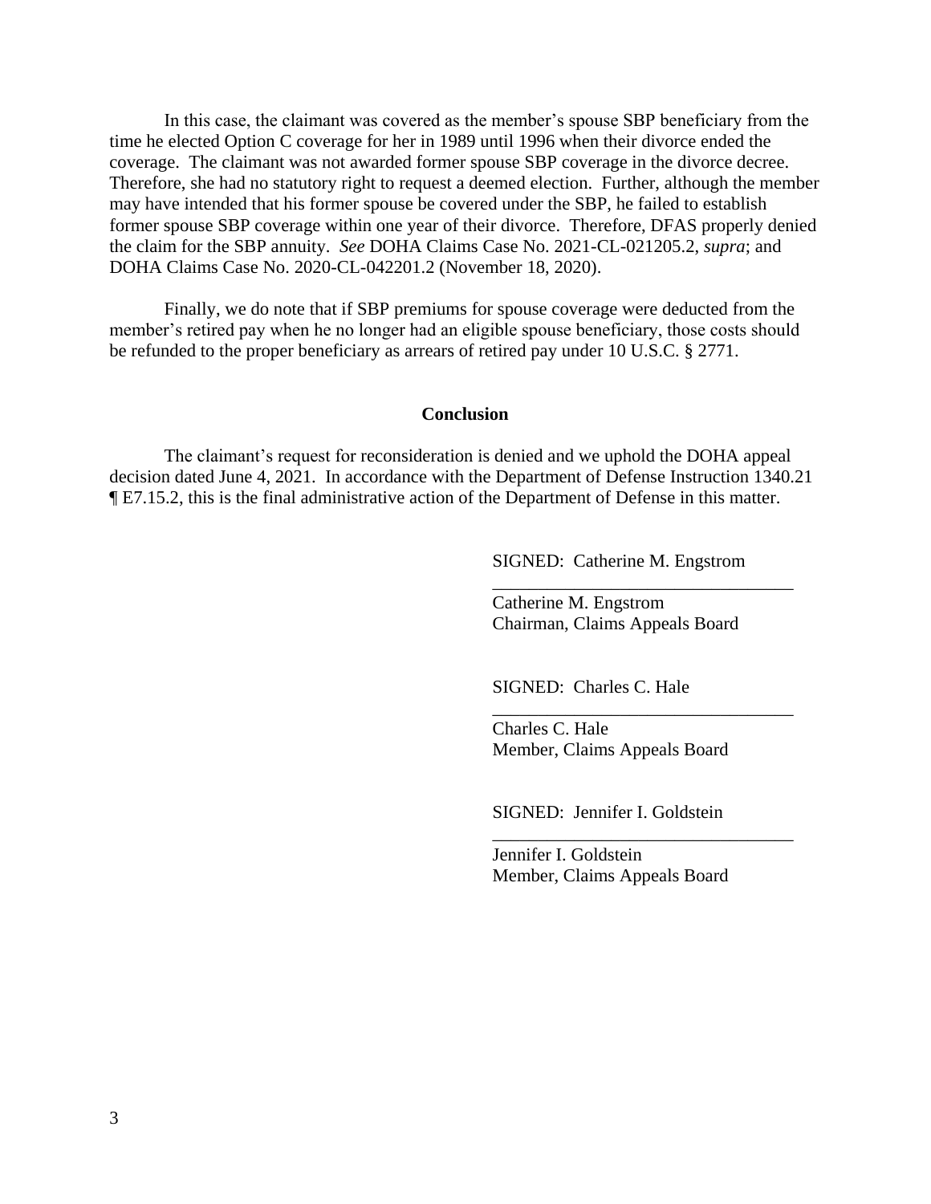In this case, the claimant was covered as the member's spouse SBP beneficiary from the time he elected Option C coverage for her in 1989 until 1996 when their divorce ended the coverage. The claimant was not awarded former spouse SBP coverage in the divorce decree. Therefore, she had no statutory right to request a deemed election. Further, although the member may have intended that his former spouse be covered under the SBP, he failed to establish former spouse SBP coverage within one year of their divorce. Therefore, DFAS properly denied the claim for the SBP annuity. *See* DOHA Claims Case No. 2021-CL-021205.2, *supra*; and DOHA Claims Case No. 2020-CL-042201.2 (November 18, 2020).

Finally, we do note that if SBP premiums for spouse coverage were deducted from the member's retired pay when he no longer had an eligible spouse beneficiary, those costs should be refunded to the proper beneficiary as arrears of retired pay under 10 U.S.C. § 2771.

## Conclusion

The claimant's request for reconsideration is denied and we uphold the DOHA appeal decision dated June 4, 2021. In accordance with the Department of Defense Instruction 1340.21 ¶ E7.15.2, this is the final administrative action of the Department of Defense in this matter.

SIGNED: Catherine M. Engstrom

Catherine M. Engstrom
Chairman, Claims Appeals Board

SIGNED: Charles C. Hale

Charles C. Hale
Member, Claims Appeals Board

SIGNED: Jennifer I. Goldstein

Jennifer I. Goldstein
Member, Claims Appeals Board